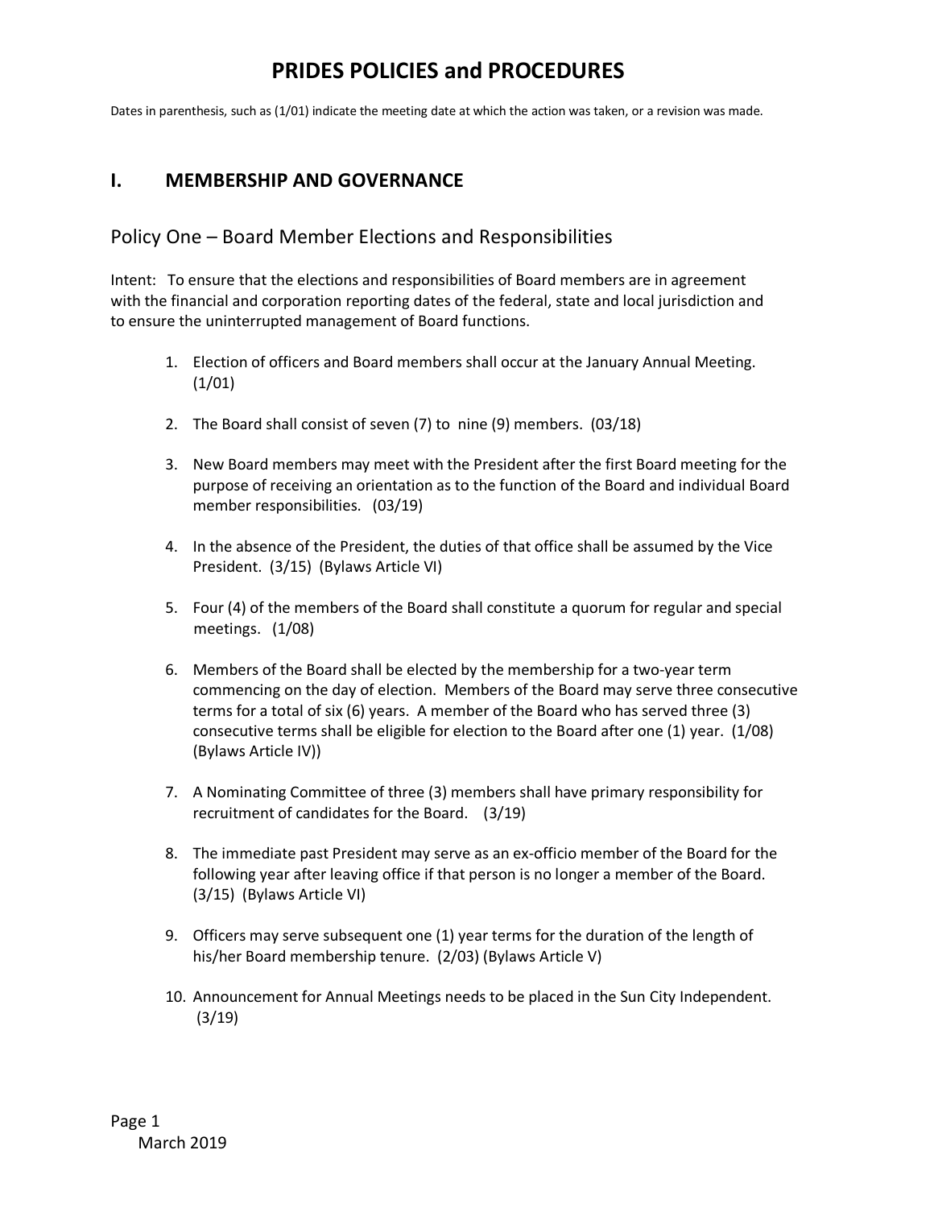# PRIDES POLICIES and PROCEDURES

Dates in parenthesis, such as (1/01) indicate the meeting date at which the action was taken, or a revision was made.

## I. MEMBERSHIP AND GOVERNANCE

### Policy One – Board Member Elections and Responsibilities

Intent: To ensure that the elections and responsibilities of Board members are in agreement with the financial and corporation reporting dates of the federal, state and local jurisdiction and to ensure the uninterrupted management of Board functions.

1. Election of officers and Board members shall occur at the January Annual Meeting. (1/01)
2. The Board shall consist of seven (7) to nine (9) members. (03/18)
3. New Board members may meet with the President after the first Board meeting for the purpose of receiving an orientation as to the function of the Board and individual Board member responsibilities. (03/19)
4. In the absence of the President, the duties of that office shall be assumed by the Vice President. (3/15) (Bylaws Article VI)
5. Four (4) of the members of the Board shall constitute a quorum for regular and special meetings. (1/08)
6. Members of the Board shall be elected by the membership for a two-year term commencing on the day of election. Members of the Board may serve three consecutive terms for a total of six (6) years. A member of the Board who has served three (3) consecutive terms shall be eligible for election to the Board after one (1) year. (1/08) (Bylaws Article IV))
7. A Nominating Committee of three (3) members shall have primary responsibility for recruitment of candidates for the Board. (3/19)
8. The immediate past President may serve as an ex-officio member of the Board for the following year after leaving office if that person is no longer a member of the Board. (3/15) (Bylaws Article VI)
9. Officers may serve subsequent one (1) year terms for the duration of the length of his/her Board membership tenure. (2/03) (Bylaws Article V)
10. Announcement for Annual Meetings needs to be placed in the Sun City Independent. (3/19)

March 2019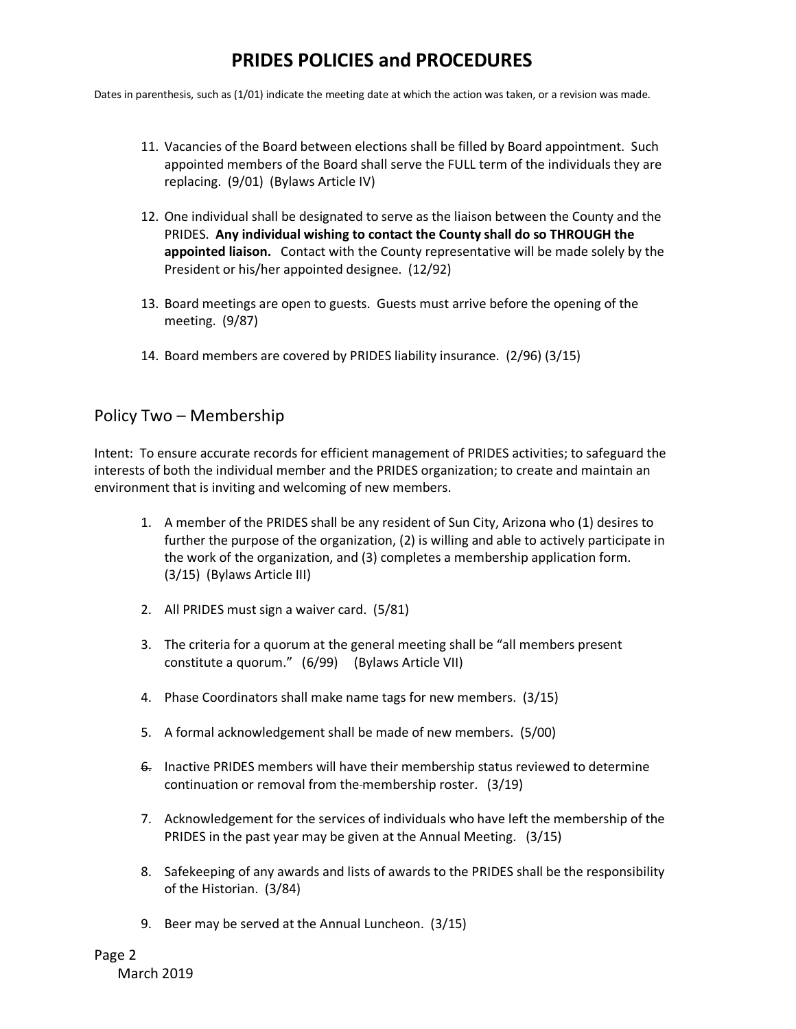Dates in parenthesis, such as (1/01) indicate the meeting date at which the action was taken, or a revision was made.

11. Vacancies of the Board between elections shall be filled by Board appointment. Such appointed members of the Board shall serve the FULL term of the individuals they are replacing. (9/01) (Bylaws Article IV)

12. One individual shall be designated to serve as the liaison between the County and the PRIDES. **Any individual wishing to contact the County shall do so THROUGH the appointed liaison.** Contact with the County representative will be made solely by the President or his/her appointed designee. (12/92)

13. Board meetings are open to guests. Guests must arrive before the opening of the meeting. (9/87)

14. Board members are covered by PRIDES liability insurance. (2/96) (3/15)

## Policy Two – Membership

Intent: To ensure accurate records for efficient management of PRIDES activities; to safeguard the interests of both the individual member and the PRIDES organization; to create and maintain an environment that is inviting and welcoming of new members.

1. A member of the PRIDES shall be any resident of Sun City, Arizona who (1) desires to further the purpose of the organization, (2) is willing and able to actively participate in the work of the organization, and (3) completes a membership application form. (3/15) (Bylaws Article III)

2. All PRIDES must sign a waiver card. (5/81)

3. The criteria for a quorum at the general meeting shall be "all members present constitute a quorum." (6/99) (Bylaws Article VII)

4. Phase Coordinators shall make name tags for new members. (3/15)

5. A formal acknowledgement shall be made of new members. (5/00)

6. Inactive PRIDES members will have their membership status reviewed to determine continuation or removal from the membership roster. (3/19)

7. Acknowledgement for the services of individuals who have left the membership of the PRIDES in the past year may be given at the Annual Meeting. (3/15)

8. Safekeeping of any awards and lists of awards to the PRIDES shall be the responsibility of the Historian. (3/84)

9. Beer may be served at the Annual Luncheon. (3/15)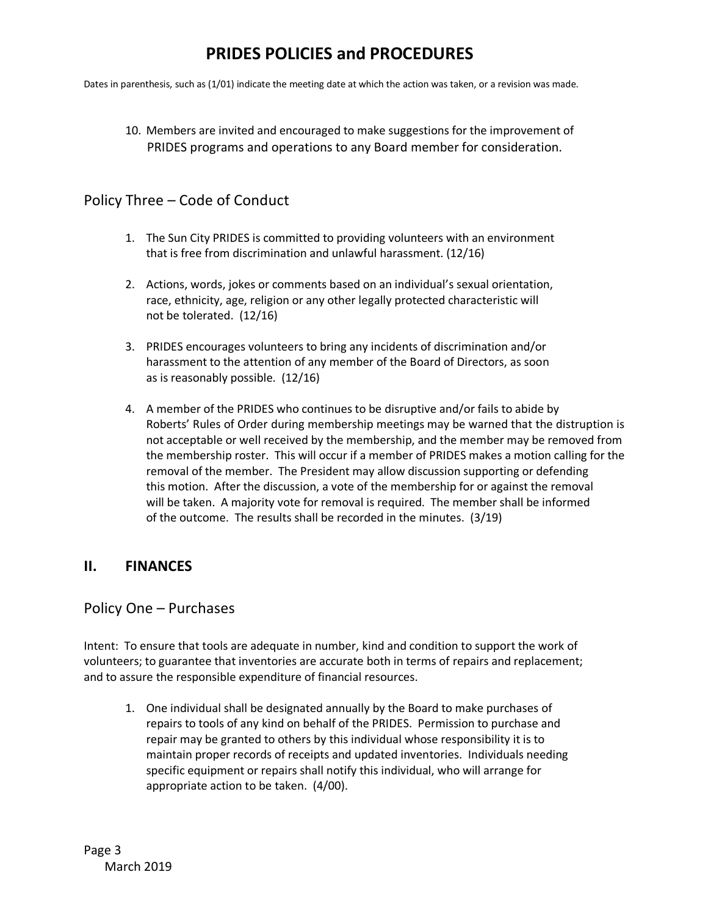10. Members are invited and encouraged to make suggestions for the improvement of PRIDES programs and operations to any Board member for consideration.

## Policy Three – Code of Conduct

1. The Sun City PRIDES is committed to providing volunteers with an environment that is free from discrimination and unlawful harassment. (12/16)

2. Actions, words, jokes or comments based on an individual's sexual orientation, race, ethnicity, age, religion or any other legally protected characteristic will not be tolerated. (12/16)

3. PRIDES encourages volunteers to bring any incidents of discrimination and/or harassment to the attention of any member of the Board of Directors, as soon as is reasonably possible. (12/16)

4. A member of the PRIDES who continues to be disruptive and/or fails to abide by Roberts' Rules of Order during membership meetings may be warned that the distruption is not acceptable or well received by the membership, and the member may be removed from the membership roster. This will occur if a member of PRIDES makes a motion calling for the removal of the member. The President may allow discussion supporting or defending this motion. After the discussion, a vote of the membership for or against the removal will be taken. A majority vote for removal is required. The member shall be informed of the outcome. The results shall be recorded in the minutes. (3/19)

# II. FINANCES

## Policy One – Purchases

Intent: To ensure that tools are adequate in number, kind and condition to support the work of volunteers; to guarantee that inventories are accurate both in terms of repairs and replacement; and to assure the responsible expenditure of financial resources.

1. One individual shall be designated annually by the Board to make purchases of repairs to tools of any kind on behalf of the PRIDES. Permission to purchase and repair may be granted to others by this individual whose responsibility it is to maintain proper records of receipts and updated inventories. Individuals needing specific equipment or repairs shall notify this individual, who will arrange for appropriate action to be taken. (4/00).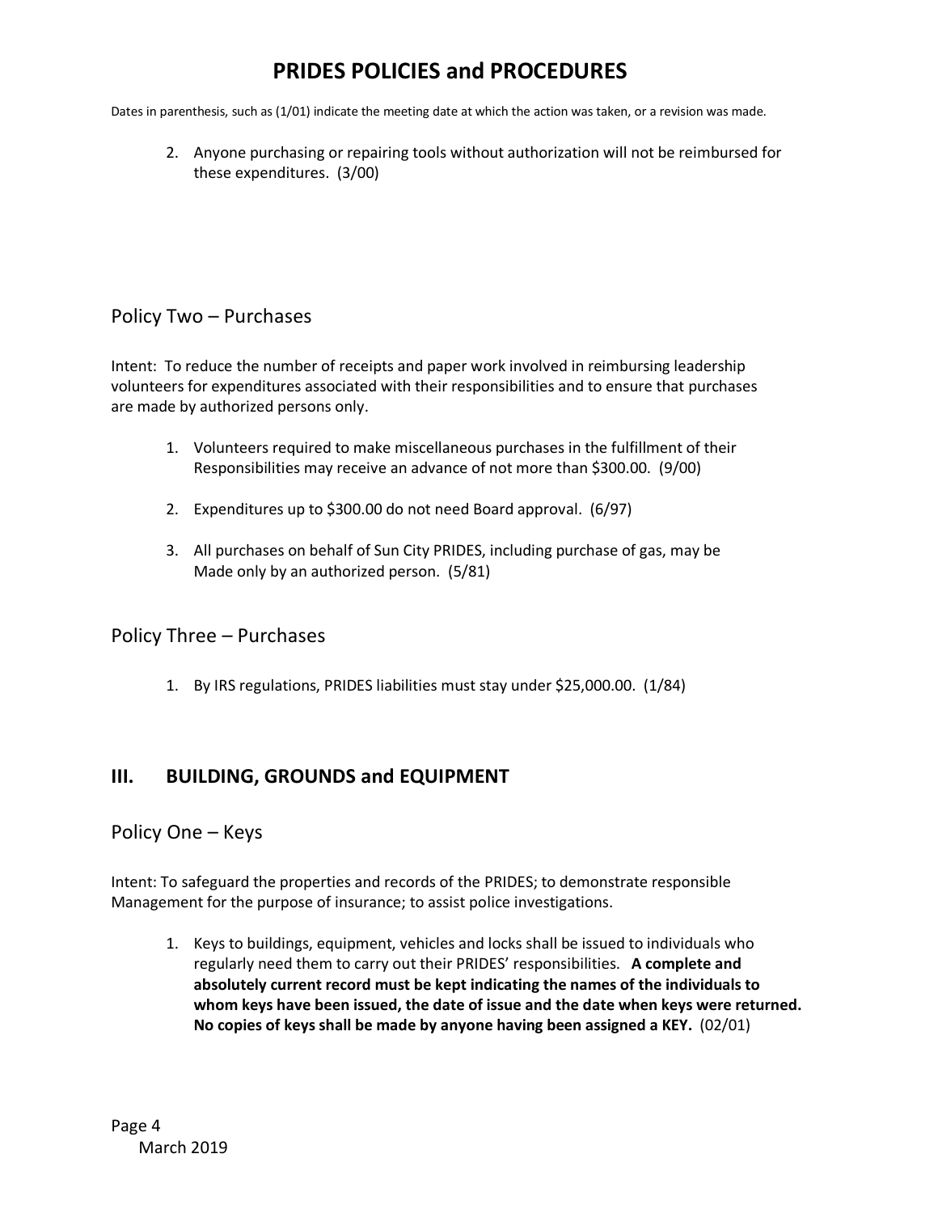2. Anyone purchasing or repairing tools without authorization will not be reimbursed for these expenditures. (3/00)

## Policy Two – Purchases

Intent: To reduce the number of receipts and paper work involved in reimbursing leadership volunteers for expenditures associated with their responsibilities and to ensure that purchases are made by authorized persons only.

1. Volunteers required to make miscellaneous purchases in the fulfillment of their Responsibilities may receive an advance of not more than $300.00. (9/00)
2. Expenditures up to $300.00 do not need Board approval. (6/97)
3. All purchases on behalf of Sun City PRIDES, including purchase of gas, may be Made only by an authorized person. (5/81)

## Policy Three – Purchases

1. By IRS regulations, PRIDES liabilities must stay under $25,000.00. (1/84)

# III. BUILDING, GROUNDS and EQUIPMENT

## Policy One – Keys

Intent: To safeguard the properties and records of the PRIDES; to demonstrate responsible Management for the purpose of insurance; to assist police investigations.

1. Keys to buildings, equipment, vehicles and locks shall be issued to individuals who regularly need them to carry out their PRIDES' responsibilities. **A complete and absolutely current record must be kept indicating the names of the individuals to whom keys have been issued, the date of issue and the date when keys were returned. No copies of keys shall be made by anyone having been assigned a KEY.** (02/01)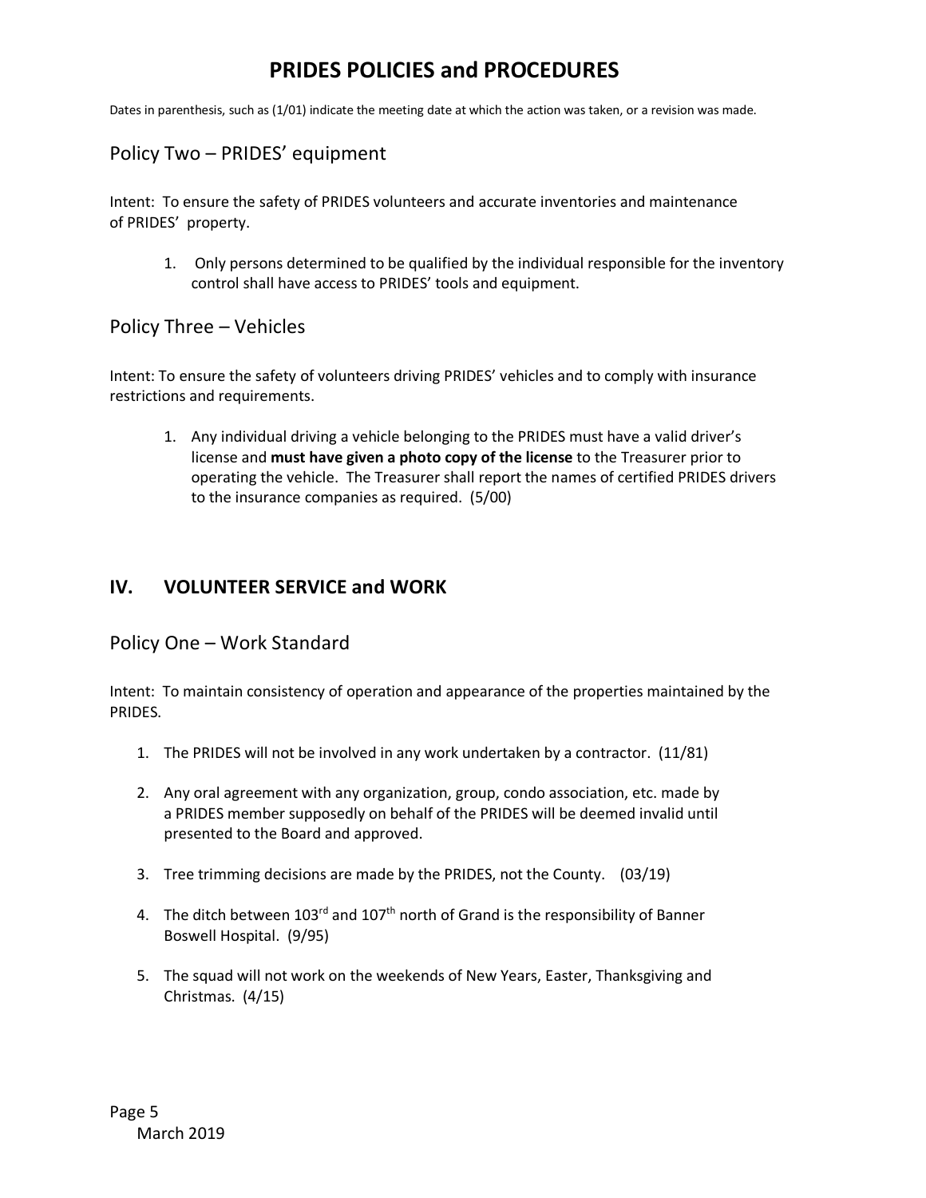# PRIDES POLICIES and PROCEDURES

Dates in parenthesis, such as (1/01) indicate the meeting date at which the action was taken, or a revision was made.

## Policy Two – PRIDES' equipment

Intent: To ensure the safety of PRIDES volunteers and accurate inventories and maintenance of PRIDES' property.

1. Only persons determined to be qualified by the individual responsible for the inventory control shall have access to PRIDES' tools and equipment.

## Policy Three – Vehicles

Intent: To ensure the safety of volunteers driving PRIDES' vehicles and to comply with insurance restrictions and requirements.

1. Any individual driving a vehicle belonging to the PRIDES must have a valid driver's license and **must have given a photo copy of the license** to the Treasurer prior to operating the vehicle. The Treasurer shall report the names of certified PRIDES drivers to the insurance companies as required. (5/00)

# IV. VOLUNTEER SERVICE and WORK

## Policy One – Work Standard

Intent: To maintain consistency of operation and appearance of the properties maintained by the PRIDES.

1. The PRIDES will not be involved in any work undertaken by a contractor. (11/81)

2. Any oral agreement with any organization, group, condo association, etc. made by a PRIDES member supposedly on behalf of the PRIDES will be deemed invalid until presented to the Board and approved.

3. Tree trimming decisions are made by the PRIDES, not the County. (03/19)

4. The ditch between 103rd and 107th north of Grand is the responsibility of Banner Boswell Hospital. (9/95)

5. The squad will not work on the weekends of New Years, Easter, Thanksgiving and Christmas. (4/15)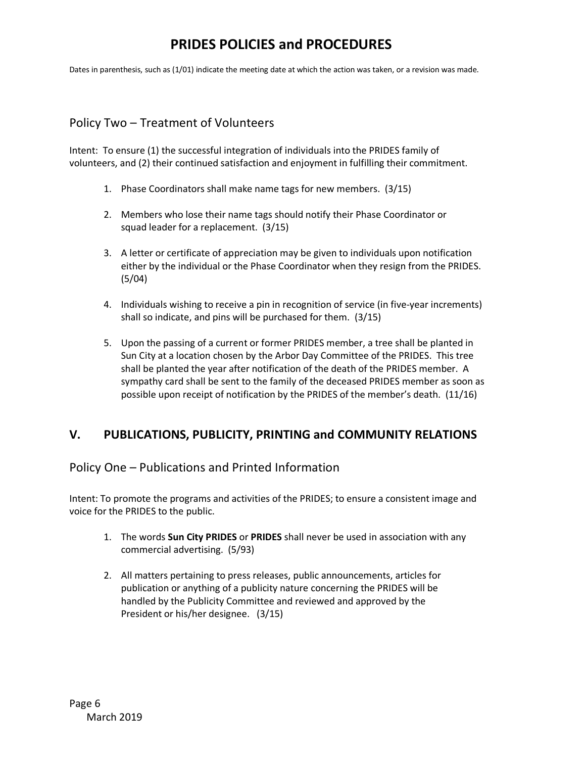# PRIDES POLICIES and PROCEDURES

Dates in parenthesis, such as (1/01) indicate the meeting date at which the action was taken, or a revision was made.

### Policy Two – Treatment of Volunteers

Intent: To ensure (1) the successful integration of individuals into the PRIDES family of volunteers, and (2) their continued satisfaction and enjoyment in fulfilling their commitment.

1. Phase Coordinators shall make name tags for new members. (3/15)

2. Members who lose their name tags should notify their Phase Coordinator or squad leader for a replacement. (3/15)

3. A letter or certificate of appreciation may be given to individuals upon notification either by the individual or the Phase Coordinator when they resign from the PRIDES. (5/04)

4. Individuals wishing to receive a pin in recognition of service (in five-year increments) shall so indicate, and pins will be purchased for them. (3/15)

5. Upon the passing of a current or former PRIDES member, a tree shall be planted in Sun City at a location chosen by the Arbor Day Committee of the PRIDES. This tree shall be planted the year after notification of the death of the PRIDES member. A sympathy card shall be sent to the family of the deceased PRIDES member as soon as possible upon receipt of notification by the PRIDES of the member's death. (11/16)

## V. PUBLICATIONS, PUBLICITY, PRINTING and COMMUNITY RELATIONS

### Policy One – Publications and Printed Information

Intent: To promote the programs and activities of the PRIDES; to ensure a consistent image and voice for the PRIDES to the public.

1. The words **Sun City PRIDES** or **PRIDES** shall never be used in association with any commercial advertising. (5/93)

2. All matters pertaining to press releases, public announcements, articles for publication or anything of a publicity nature concerning the PRIDES will be handled by the Publicity Committee and reviewed and approved by the President or his/her designee. (3/15)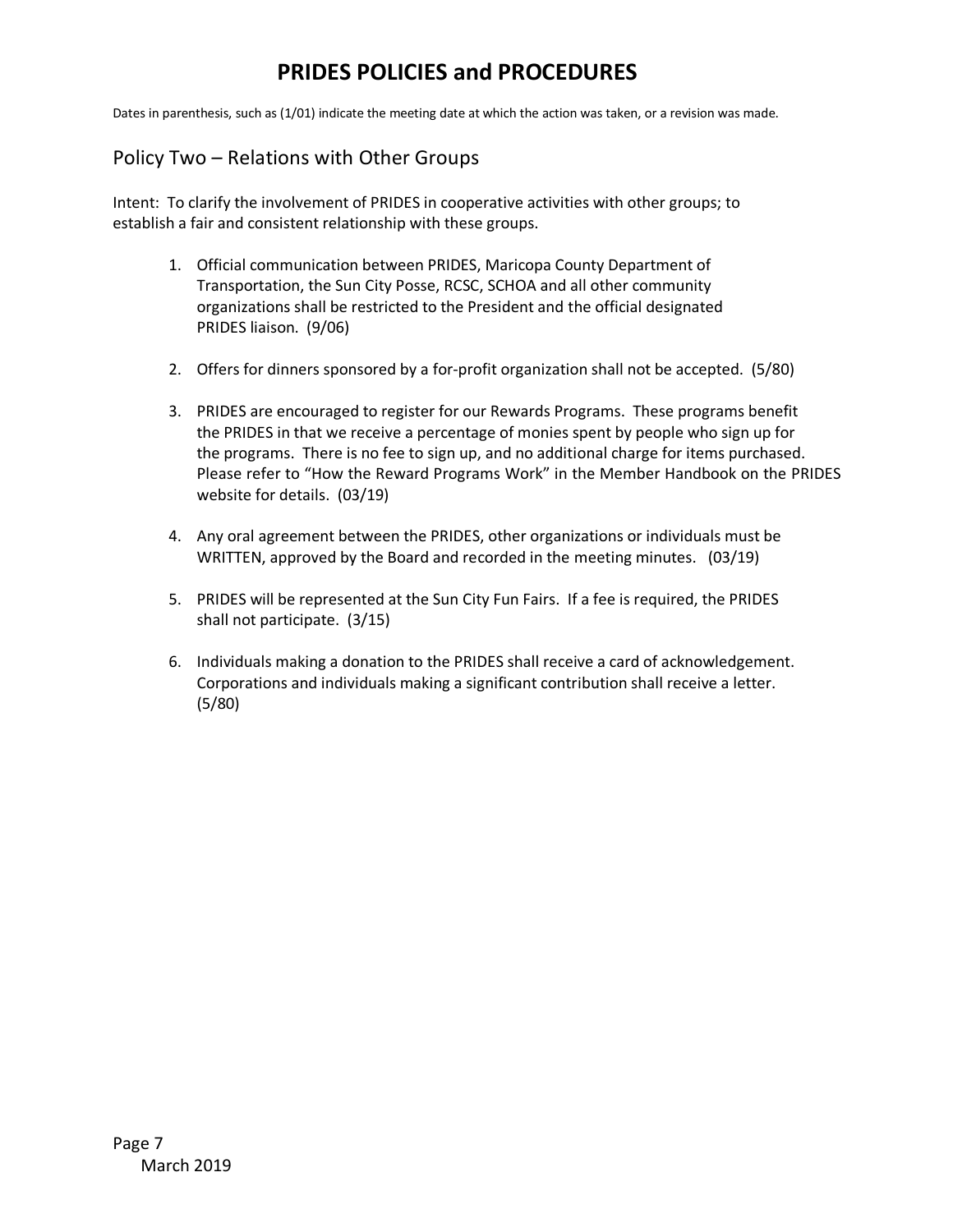# PRIDES POLICIES and PROCEDURES

Dates in parenthesis, such as (1/01) indicate the meeting date at which the action was taken, or a revision was made.

## Policy Two – Relations with Other Groups

Intent: To clarify the involvement of PRIDES in cooperative activities with other groups; to establish a fair and consistent relationship with these groups.

1. Official communication between PRIDES, Maricopa County Department of Transportation, the Sun City Posse, RCSC, SCHOA and all other community organizations shall be restricted to the President and the official designated PRIDES liaison. (9/06)

2. Offers for dinners sponsored by a for-profit organization shall not be accepted. (5/80)

3. PRIDES are encouraged to register for our Rewards Programs. These programs benefit the PRIDES in that we receive a percentage of monies spent by people who sign up for the programs. There is no fee to sign up, and no additional charge for items purchased. Please refer to "How the Reward Programs Work" in the Member Handbook on the PRIDES website for details. (03/19)

4. Any oral agreement between the PRIDES, other organizations or individuals must be WRITTEN, approved by the Board and recorded in the meeting minutes. (03/19)

5. PRIDES will be represented at the Sun City Fun Fairs. If a fee is required, the PRIDES shall not participate. (3/15)

6. Individuals making a donation to the PRIDES shall receive a card of acknowledgement. Corporations and individuals making a significant contribution shall receive a letter. (5/80)